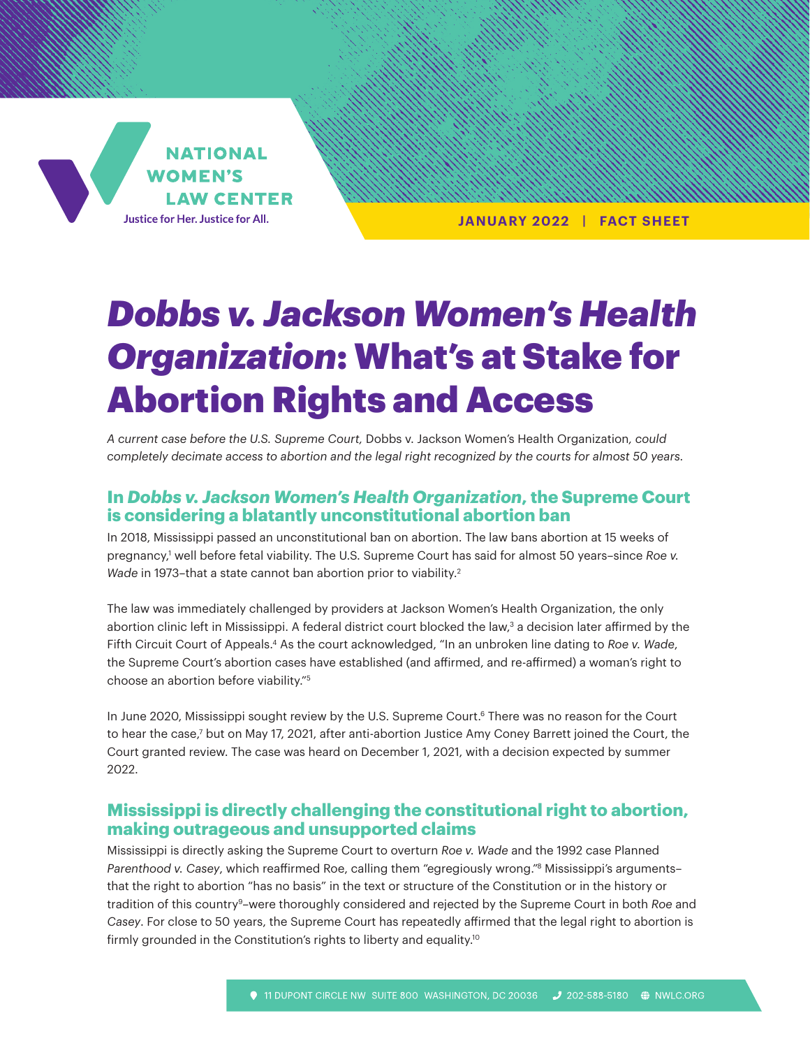NATIONAL WOMEN'S LAW CENTER

Justice for Her. Justice for All.

JANUARY 2022 | FACT SHEET

# *Dobbs v. Jackson Women's Health Organization*: What's at Stake for Abortion Rights and Access

*A current case before the U.S. Supreme Court,* Dobbs v. Jackson Women's Health Organization*, could completely decimate access to abortion and the legal right recognized by the courts for almost 50 years.*

## In *Dobbs v. Jackson Women's Health Organization*, the Supreme Court is considering a blatantly unconstitutional abortion ban

In 2018, Mississippi passed an unconstitutional ban on abortion. The law bans abortion at 15 weeks of pregnancy,[1] well before fetal viability. The U.S. Supreme Court has said for almost 50 years–since *Roe v. Wade* in 1973–that a state cannot ban abortion prior to viability.[2]

The law was immediately challenged by providers at Jackson Women's Health Organization, the only abortion clinic left in Mississippi. A federal district court blocked the law,[3] a decision later affirmed by the Fifth Circuit Court of Appeals.[4] As the court acknowledged, "In an unbroken line dating to *Roe v. Wade*, the Supreme Court's abortion cases have established (and affirmed, and re-affirmed) a woman's right to choose an abortion before viability."[5]

In June 2020, Mississippi sought review by the U.S. Supreme Court.[6] There was no reason for the Court to hear the case,[7] but on May 17, 2021, after anti-abortion Justice Amy Coney Barrett joined the Court, the Court granted review. The case was heard on December 1, 2021, with a decision expected by summer 2022.

## Mississippi is directly challenging the constitutional right to abortion, making outrageous and unsupported claims

Mississippi is directly asking the Supreme Court to overturn *Roe v. Wade* and the 1992 case Planned *Parenthood v. Casey*, which reaffirmed Roe, calling them "egregiously wrong."[8] Mississippi's arguments–that the right to abortion "has no basis" in the text or structure of the Constitution or in the history or tradition of this country[9]–were thoroughly considered and rejected by the Supreme Court in both *Roe* and *Casey*. For close to 50 years, the Supreme Court has repeatedly affirmed that the legal right to abortion is firmly grounded in the Constitution's rights to liberty and equality.[10]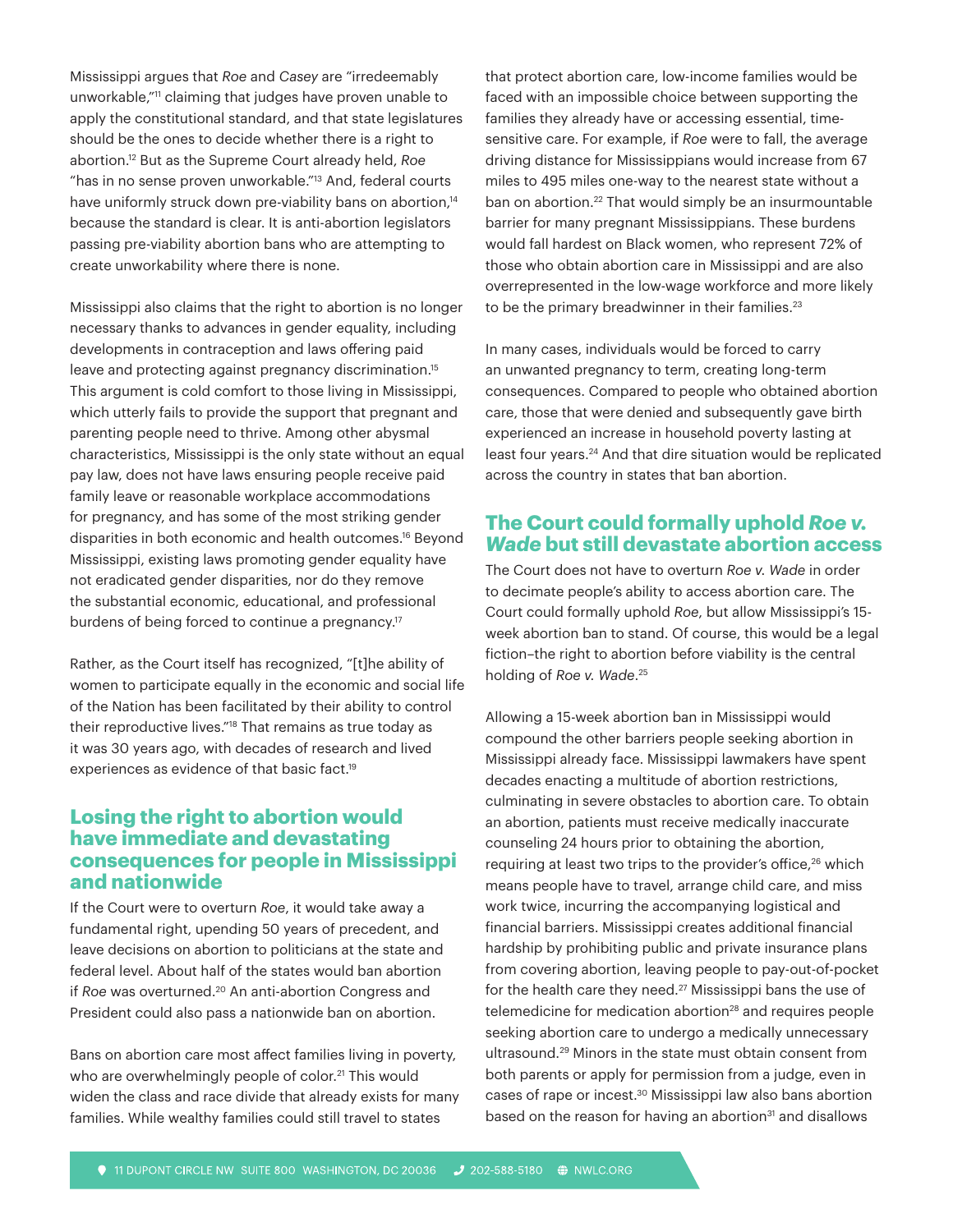Mississippi argues that *Roe* and *Casey* are "irredeemably unworkable,"[11] claiming that judges have proven unable to apply the constitutional standard, and that state legislatures should be the ones to decide whether there is a right to abortion.[12] But as the Supreme Court already held, *Roe* "has in no sense proven unworkable."[13] And, federal courts have uniformly struck down pre-viability bans on abortion,[14] because the standard is clear. It is anti-abortion legislators passing pre-viability abortion bans who are attempting to create unworkability where there is none.

Mississippi also claims that the right to abortion is no longer necessary thanks to advances in gender equality, including developments in contraception and laws offering paid leave and protecting against pregnancy discrimination.[15] This argument is cold comfort to those living in Mississippi, which utterly fails to provide the support that pregnant and parenting people need to thrive. Among other abysmal characteristics, Mississippi is the only state without an equal pay law, does not have laws ensuring people receive paid family leave or reasonable workplace accommodations for pregnancy, and has some of the most striking gender disparities in both economic and health outcomes.[16] Beyond Mississippi, existing laws promoting gender equality have not eradicated gender disparities, nor do they remove the substantial economic, educational, and professional burdens of being forced to continue a pregnancy.[17]

Rather, as the Court itself has recognized, "[t]he ability of women to participate equally in the economic and social life of the Nation has been facilitated by their ability to control their reproductive lives."[18] That remains as true today as it was 30 years ago, with decades of research and lived experiences as evidence of that basic fact.[19]

## Losing the right to abortion would have immediate and devastating consequences for people in Mississippi and nationwide

If the Court were to overturn *Roe*, it would take away a fundamental right, upending 50 years of precedent, and leave decisions on abortion to politicians at the state and federal level. About half of the states would ban abortion if *Roe* was overturned.[20] An anti-abortion Congress and President could also pass a nationwide ban on abortion.

Bans on abortion care most affect families living in poverty, who are overwhelmingly people of color.[21] This would widen the class and race divide that already exists for many families. While wealthy families could still travel to states that protect abortion care, low-income families would be faced with an impossible choice between supporting the families they already have or accessing essential, time-sensitive care. For example, if *Roe* were to fall, the average driving distance for Mississippians would increase from 67 miles to 495 miles one-way to the nearest state without a ban on abortion.[22] That would simply be an insurmountable barrier for many pregnant Mississippians. These burdens would fall hardest on Black women, who represent 72% of those who obtain abortion care in Mississippi and are also overrepresented in the low-wage workforce and more likely to be the primary breadwinner in their families.[23]

In many cases, individuals would be forced to carry an unwanted pregnancy to term, creating long-term consequences. Compared to people who obtained abortion care, those that were denied and subsequently gave birth experienced an increase in household poverty lasting at least four years.[24] And that dire situation would be replicated across the country in states that ban abortion.

## The Court could formally uphold *Roe v. Wade* but still devastate abortion access

The Court does not have to overturn *Roe v. Wade* in order to decimate people's ability to access abortion care. The Court could formally uphold *Roe*, but allow Mississippi's 15-week abortion ban to stand. Of course, this would be a legal fiction–the right to abortion before viability is the central holding of *Roe v. Wade*.[25]

Allowing a 15-week abortion ban in Mississippi would compound the other barriers people seeking abortion in Mississippi already face. Mississippi lawmakers have spent decades enacting a multitude of abortion restrictions, culminating in severe obstacles to abortion care. To obtain an abortion, patients must receive medically inaccurate counseling 24 hours prior to obtaining the abortion, requiring at least two trips to the provider's office,[26] which means people have to travel, arrange child care, and miss work twice, incurring the accompanying logistical and financial barriers. Mississippi creates additional financial hardship by prohibiting public and private insurance plans from covering abortion, leaving people to pay-out-of-pocket for the health care they need.[27] Mississippi bans the use of telemedicine for medication abortion[28] and requires people seeking abortion care to undergo a medically unnecessary ultrasound.[29] Minors in the state must obtain consent from both parents or apply for permission from a judge, even in cases of rape or incest.[30] Mississippi law also bans abortion based on the reason for having an abortion[31] and disallows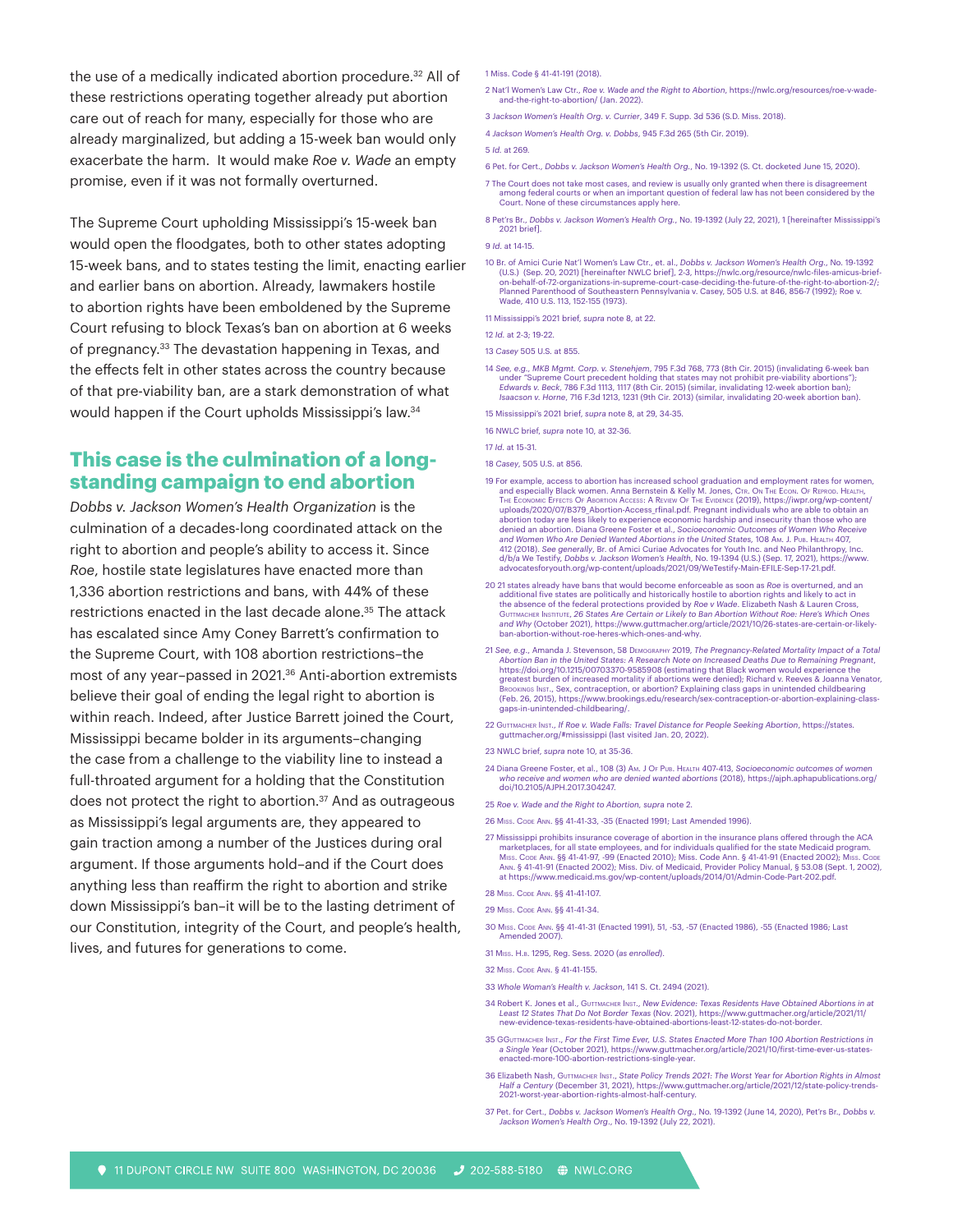the use of a medically indicated abortion procedure.[32] All of these restrictions operating together already put abortion care out of reach for many, especially for those who are already marginalized, but adding a 15-week ban would only exacerbate the harm. It would make *Roe v. Wade* an empty promise, even if it was not formally overturned.

The Supreme Court upholding Mississippi's 15-week ban would open the floodgates, both to other states adopting 15-week bans, and to states testing the limit, enacting earlier and earlier bans on abortion. Already, lawmakers hostile to abortion rights have been emboldened by the Supreme Court refusing to block Texas's ban on abortion at 6 weeks of pregnancy.[33] The devastation happening in Texas, and the effects felt in other states across the country because of that pre-viability ban, are a stark demonstration of what would happen if the Court upholds Mississippi's law.[34]

## This case is the culmination of a long-standing campaign to end abortion

*Dobbs v. Jackson Women's Health Organization* is the culmination of a decades-long coordinated attack on the right to abortion and people's ability to access it. Since *Roe*, hostile state legislatures have enacted more than 1,336 abortion restrictions and bans, with 44% of these restrictions enacted in the last decade alone.[35] The attack has escalated since Amy Coney Barrett's confirmation to the Supreme Court, with 108 abortion restrictions–the most of any year–passed in 2021.[36] Anti-abortion extremists believe their goal of ending the legal right to abortion is within reach. Indeed, after Justice Barrett joined the Court, Mississippi became bolder in its arguments–changing the case from a challenge to the viability line to instead a full-throated argument for a holding that the Constitution does not protect the right to abortion.[37] And as outrageous as Mississippi's legal arguments are, they appeared to gain traction among a number of the Justices during oral argument. If those arguments hold–and if the Court does anything less than reaffirm the right to abortion and strike down Mississippi's ban–it will be to the lasting detriment of our Constitution, integrity of the Court, and people's health, lives, and futures for generations to come.

1 Miss. Code § 41-41-191 (2018).

2 Nat'l Women's Law Ctr., *Roe v. Wade and the Right to Abortion*, https://nwlc.org/resources/roe-v-wade-and-the-right-to-abortion/ (Jan. 2022).

3 *Jackson Women's Health Org. v. Currier*, 349 F. Supp. 3d 536 (S.D. Miss. 2018).

4 *Jackson Women's Health Org. v. Dobbs*, 945 F.3d 265 (5th Cir. 2019).

5 *Id.* at 269.

6 Pet. for Cert., *Dobbs v. Jackson Women's Health Org.*, No. 19-1392 (S. Ct. docketed June 15, 2020).

7 The Court does not take most cases, and review is usually only granted when there is disagreement among federal courts or when an important question of federal law has not been considered by the Court. None of these circumstances apply here.

8 Pet'rs Br., *Dobbs v. Jackson Women's Health Org.*, No. 19-1392 (July 22, 2021), 1 [hereinafter Mississippi's 2021 brief].

9 *Id.* at 14-15.

10 Br. of Amici Curie Nat'l Women's Law Ctr., et. al., *Dobbs v. Jackson Women's Health Org.*, No. 19-1392 (U.S.) (Sep. 20, 2021) [hereinafter NWLC brief], 2-3, https://nwlc.org/resource/nwlc-files-amicus-brief-on-behalf-of-72-organizations-in-supreme-court-case-deciding-the-future-of-the-right-to-abortion-2/; Planned Parenthood of Southeastern Pennsylvania v. Casey, 505 U.S. at 846, 856-7 (1992); Roe v. Wade, 410 U.S. 113, 152-155 (1973).

11 Mississippi's 2021 brief, *supra* note 8, at 22.

12 *Id.* at 2-3; 19-22.

13 *Casey* 505 U.S. at 855.

14 *See, e.g.*, *MKB Mgmt. Corp. v. Stenehjem*, 795 F.3d 768, 773 (8th Cir. 2015) (invalidating 6-week ban under "Supreme Court precedent holding that states may not prohibit pre-viability abortions"); *Edwards v. Beck*, 786 F.3d 1113, 1117 (8th Cir. 2015) (similar, invalidating 12-week abortion ban); *Isaacson v. Horne*, 716 F.3d 1213, 1231 (9th Cir. 2013) (similar, invalidating 20-week abortion ban).

15 Mississippi's 2021 brief, *supra* note 8, at 29, 34-35.

16 NWLC brief, *supra* note 10, at 32-36.

17 *Id.* at 15-31.

18 *Casey*, 505 U.S. at 856.

19 For example, access to abortion has increased school graduation and employment rates for women, and especially Black women. Anna Bernstein & Kelly M. Jones, Ctr. On The Econ. Of Reprod. Health, The Economic Effects Of Abortion Access: A Review Of The Evidence (2019), https://iwpr.org/wp-content/uploads/2020/07/B379_Abortion-Access_rfinal.pdf. Pregnant individuals who are able to obtain an abortion today are less likely to experience economic hardship and insecurity than those who are denied an abortion. Diana Greene Foster et al., *Socioeconomic Outcomes of Women Who Receive and Women Who Are Denied Wanted Abortions in the United States*, 108 Am. J. Pub. Health 407, 412 (2018). *See generally*, Br. of Amici Curiae Advocates for Youth Inc. and Neo Philanthropy, Inc. d/b/a We Testify, *Dobbs v. Jackson Women's Health*, No. 19-1394 (U.S.) (Sep. 17, 2021), https://www.advocatesforyouth.org/wp-content/uploads/2021/09/WeTestify-Main-EFILE-Sep-17-21.pdf.

20 21 states already have bans that would become enforceable as soon as *Roe* is overturned, and an additional five states are politically and historically hostile to abortion rights and likely to act in the absence of the federal protections provided by *Roe v Wade*. Elizabeth Nash & Lauren Cross, Guttmacher Institute, *26 States Are Certain or Likely to Ban Abortion Without Roe: Here's Which Ones and Why* (October 2021), https://www.guttmacher.org/article/2021/10/26-states-are-certain-or-likely-ban-abortion-without-roe-heres-which-ones-and-why.

21 *See, e.g.*, Amanda J. Stevenson, 58 Demography 2019, *The Pregnancy-Related Mortality Impact of a Total Abortion Ban in the United States: A Research Note on Increased Deaths Due to Remaining Pregnant*, https://doi.org/10.1215/00703370-9585908 (estimating that Black women would experience the greatest burden of increased mortality if abortions were denied); Richard V. Reeves & Joanna Venator, Brookings Inst., Sex, contraception, or abortion? Explaining class gaps in unintended childbearing (Feb. 26, 2015), https://www.brookings.edu/research/sex-contraception-or-abortion-explaining-class-gaps-in-unintended-childbearing/.

22 Guttmacher Inst., *If Roe v. Wade Falls: Travel Distance for People Seeking Abortion*, https://states.guttmacher.org/#mississippi (last visited Jan. 20, 2022).

23 NWLC brief, *supra* note 10, at 35-36.

24 Diana Greene Foster, et al., 108 (3) Am. J Of Pub. Health 407-413, *Socioeconomic outcomes of women who receive and women who are denied wanted abortions* (2018), https://ajph.aphapublications.org/doi/10.2105/AJPH.2017.304247.

25 *Roe v. Wade and the Right to Abortion*, *supra* note 2.

26 Miss. Code Ann. §§ 41-41-33, -35 (Enacted 1991; Last Amended 1996).

27 Mississippi prohibits insurance coverage of abortion in the insurance plans offered through the ACA marketplaces, for all state employees, and for individuals qualified for the state Medicaid program. Miss. Code Ann. §§ 41-41-97, -99 (Enacted 2010); Miss. Code Ann. § 41-41-91 (Enacted 2002); Miss. Code Ann. § 41-41-91 (Enacted 2002); Miss. Div. of Medicaid, Provider Policy Manual, § 53.08 (Sept. 1, 2002), at https://www.medicaid.ms.gov/wp-content/uploads/2014/01/Admin-Code-Part-202.pdf.

28 Miss. Code Ann. §§ 41-41-107.

29 Miss. Code Ann. §§ 41-41-34.

30 Miss. Code Ann. §§ 41-41-31 (Enacted 1991), 51, -53, -57 (Enacted 1986), -55 (Enacted 1986; Last Amended 2007).

31 Miss. H.B. 1295, Reg. Sess. 2020 (as *enrolled*).

32 Miss. Code Ann. § 41-41-155.

33 *Whole Woman's Health v. Jackson*, 141 S. Ct. 2494 (2021).

34 Robert K. Jones et al., Guttmacher Inst., *New Evidence: Texas Residents Have Obtained Abortions in at Least 12 States That Do Not Border Texas* (Nov. 2021), https://www.guttmacher.org/article/2021/11/new-evidence-texas-residents-have-obtained-abortions-least-12-states-do-not-border.

35 GGuttmacher Inst., *For the First Time Ever, U.S. States Enacted More Than 100 Abortion Restrictions in a Single Year* (October 2021), https://www.guttmacher.org/article/2021/10/first-time-ever-us-states-enacted-more-100-abortion-restrictions-single-year.

36 Elizabeth Nash, Guttmacher Inst., *State Policy Trends 2021: The Worst Year for Abortion Rights in Almost Half a Century* (December 31, 2021), https://www.guttmacher.org/article/2021/12/state-policy-trends-2021-worst-year-abortion-rights-almost-half-century.

37 Pet. for Cert., *Dobbs v. Jackson Women's Health Org.*, No. 19-1392 (June 14, 2020), Pet'rs Br., *Dobbs v. Jackson Women's Health Org.*, No. 19-1392 (July 22, 2021).